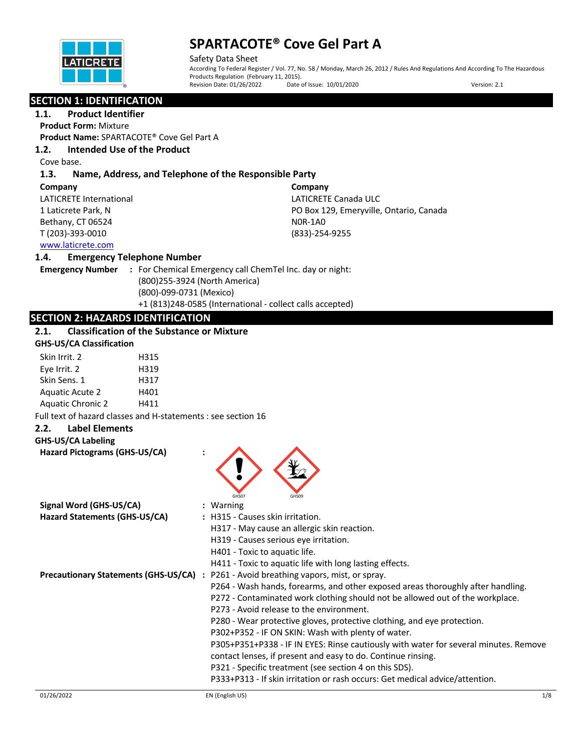# SPARTACOTE® Cove Gel Part A

Safety Data Sheet

According To Federal Register / Vol. 77, No. 58 / Monday, March 26, 2012 / Rules And Regulations And According To The Hazardous Products Regulation (February 11, 2015).

Revision Date: 01/26/2022 Date of Issue: 10/01/2020 Version: 2.1

## SECTION 1: IDENTIFICATION

### 1.1. Product Identifier

**Product Form:** Mixture

**Product Name:** SPARTACOTE® Cove Gel Part A

### 1.2. Intended Use of the Product

Cove base.

### 1.3. Name, Address, and Telephone of the Responsible Party

**Company**
LATICRETE International
1 Laticrete Park, N
Bethany, CT 06524
T (203)-393-0010
www.laticrete.com

**Company**
LATICRETE Canada ULC
PO Box 129, Emeryville, Ontario, Canada
N0R-1A0
(833)-254-9255

### 1.4. Emergency Telephone Number

**Emergency Number** : For Chemical Emergency call ChemTel Inc. day or night:
(800)255-3924 (North America)
(800)-099-0731 (Mexico)
+1 (813)248-0585 (International - collect calls accepted)

## SECTION 2: HAZARDS IDENTIFICATION

### 2.1. Classification of the Substance or Mixture

**GHS-US/CA Classification**

| | |
|---|---|
| Skin Irrit. 2 | H315 |
| Eye Irrit. 2 | H319 |
| Skin Sens. 1 | H317 |
| Aquatic Acute 2 | H401 |
| Aquatic Chronic 2 | H411 |

Full text of hazard classes and H-statements : see section 16

### 2.2. Label Elements

**GHS-US/CA Labeling**

**Hazard Pictograms (GHS-US/CA)** : GHS07 GHS09

**Signal Word (GHS-US/CA)** : Warning

**Hazard Statements (GHS-US/CA)** :
H315 - Causes skin irritation.
H317 - May cause an allergic skin reaction.
H319 - Causes serious eye irritation.
H401 - Toxic to aquatic life.
H411 - Toxic to aquatic life with long lasting effects.

**Precautionary Statements (GHS-US/CA)** :
P261 - Avoid breathing vapors, mist, or spray.
P264 - Wash hands, forearms, and other exposed areas thoroughly after handling.
P272 - Contaminated work clothing should not be allowed out of the workplace.
P273 - Avoid release to the environment.
P280 - Wear protective gloves, protective clothing, and eye protection.
P302+P352 - IF ON SKIN: Wash with plenty of water.
P305+P351+P338 - IF IN EYES: Rinse cautiously with water for several minutes. Remove contact lenses, if present and easy to do. Continue rinsing.
P321 - Specific treatment (see section 4 on this SDS).
P333+P313 - If skin irritation or rash occurs: Get medical advice/attention.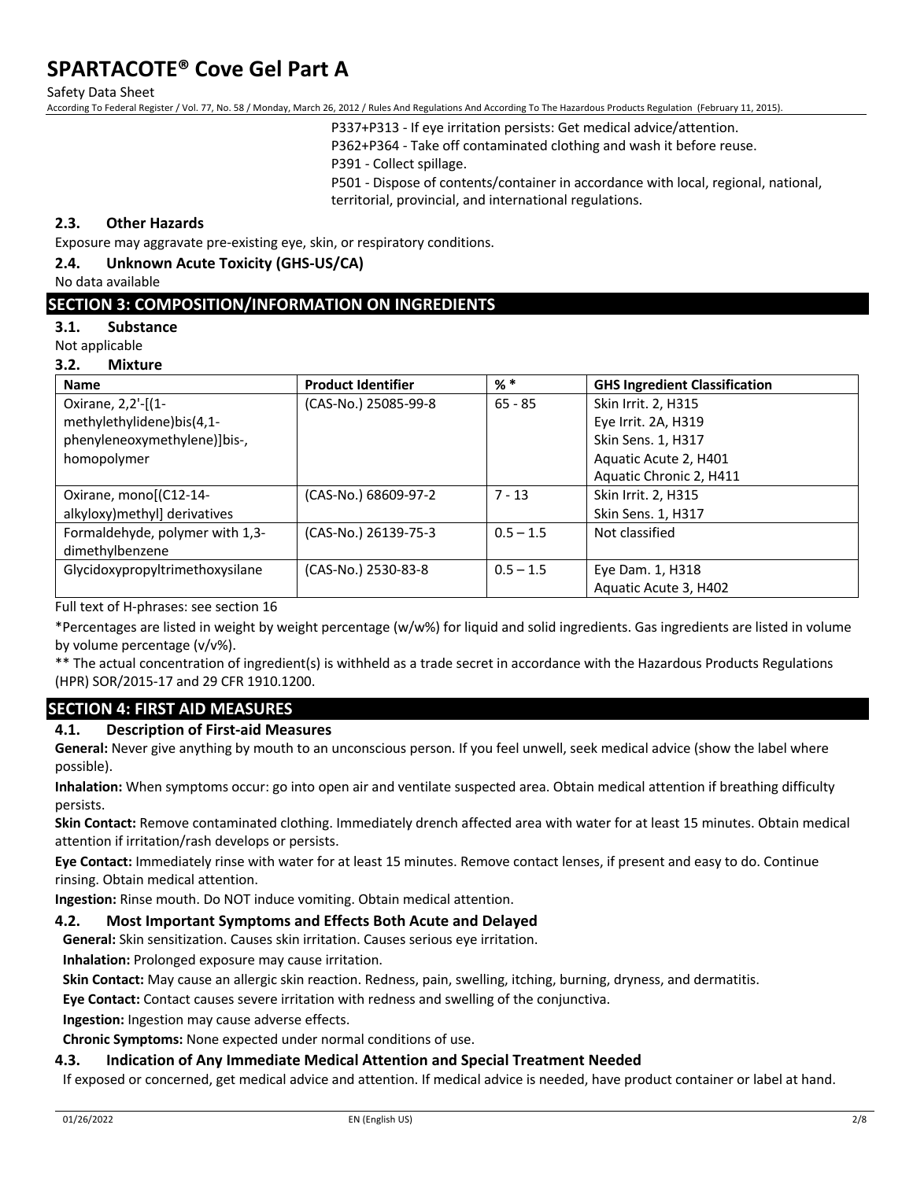P337+P313 - If eye irritation persists: Get medical advice/attention.
P362+P364 - Take off contaminated clothing and wash it before reuse.
P391 - Collect spillage.
P501 - Dispose of contents/container in accordance with local, regional, national, territorial, provincial, and international regulations.

### 2.3. Other Hazards

Exposure may aggravate pre-existing eye, skin, or respiratory conditions.

### 2.4. Unknown Acute Toxicity (GHS-US/CA)

No data available

## SECTION 3: COMPOSITION/INFORMATION ON INGREDIENTS

### 3.1. Substance

Not applicable

### 3.2. Mixture

| Name | Product Identifier | % * | GHS Ingredient Classification |
|---|---|---|---|
| Oxirane, 2,2'-[(1-methylethylidene)bis(4,1-phenyleneoxymethylene)]bis-, homopolymer | (CAS-No.) 25085-99-8 | 65 - 85 | Skin Irrit. 2, H315<br>Eye Irrit. 2A, H319<br>Skin Sens. 1, H317<br>Aquatic Acute 2, H401<br>Aquatic Chronic 2, H411 |
| Oxirane, mono[(C12-14-alkyloxy)methyl] derivatives | (CAS-No.) 68609-97-2 | 7 - 13 | Skin Irrit. 2, H315<br>Skin Sens. 1, H317 |
| Formaldehyde, polymer with 1,3-dimethylbenzene | (CAS-No.) 26139-75-3 | 0.5 – 1.5 | Not classified |
| Glycidoxypropyltrimethoxysilane | (CAS-No.) 2530-83-8 | 0.5 – 1.5 | Eye Dam. 1, H318<br>Aquatic Acute 3, H402 |

Full text of H-phrases: see section 16

*Percentages are listed in weight by weight percentage (w/w%) for liquid and solid ingredients. Gas ingredients are listed in volume by volume percentage (v/v%).

** The actual concentration of ingredient(s) is withheld as a trade secret in accordance with the Hazardous Products Regulations (HPR) SOR/2015-17 and 29 CFR 1910.1200.

## SECTION 4: FIRST AID MEASURES

### 4.1. Description of First-aid Measures

**General:** Never give anything by mouth to an unconscious person. If you feel unwell, seek medical advice (show the label where possible).

**Inhalation:** When symptoms occur: go into open air and ventilate suspected area. Obtain medical attention if breathing difficulty persists.

**Skin Contact:** Remove contaminated clothing. Immediately drench affected area with water for at least 15 minutes. Obtain medical attention if irritation/rash develops or persists.

**Eye Contact:** Immediately rinse with water for at least 15 minutes. Remove contact lenses, if present and easy to do. Continue rinsing. Obtain medical attention.

**Ingestion:** Rinse mouth. Do NOT induce vomiting. Obtain medical attention.

### 4.2. Most Important Symptoms and Effects Both Acute and Delayed

**General:** Skin sensitization. Causes skin irritation. Causes serious eye irritation.

**Inhalation:** Prolonged exposure may cause irritation.

**Skin Contact:** May cause an allergic skin reaction. Redness, pain, swelling, itching, burning, dryness, and dermatitis.

**Eye Contact:** Contact causes severe irritation with redness and swelling of the conjunctiva.

**Ingestion:** Ingestion may cause adverse effects.

**Chronic Symptoms:** None expected under normal conditions of use.

### 4.3. Indication of Any Immediate Medical Attention and Special Treatment Needed

If exposed or concerned, get medical advice and attention. If medical advice is needed, have product container or label at hand.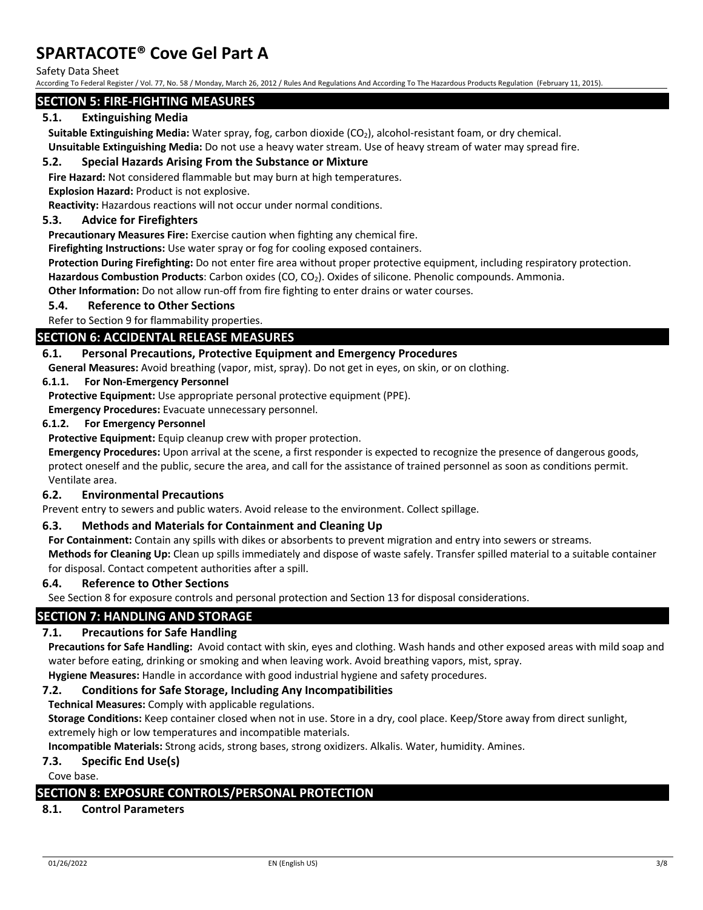## SECTION 5: FIRE-FIGHTING MEASURES

### 5.1. Extinguishing Media

**Suitable Extinguishing Media:** Water spray, fog, carbon dioxide ($CO_2$), alcohol-resistant foam, or dry chemical.

**Unsuitable Extinguishing Media:** Do not use a heavy water stream. Use of heavy stream of water may spread fire.

### 5.2. Special Hazards Arising From the Substance or Mixture

**Fire Hazard:** Not considered flammable but may burn at high temperatures.

**Explosion Hazard:** Product is not explosive.

**Reactivity:** Hazardous reactions will not occur under normal conditions.

### 5.3. Advice for Firefighters

**Precautionary Measures Fire:** Exercise caution when fighting any chemical fire.

**Firefighting Instructions:** Use water spray or fog for cooling exposed containers.

**Protection During Firefighting:** Do not enter fire area without proper protective equipment, including respiratory protection.

**Hazardous Combustion Products**: Carbon oxides (CO, $CO_2$). Oxides of silicone. Phenolic compounds. Ammonia.

**Other Information:** Do not allow run-off from fire fighting to enter drains or water courses.

### 5.4. Reference to Other Sections

Refer to Section 9 for flammability properties.

## SECTION 6: ACCIDENTAL RELEASE MEASURES

### 6.1. Personal Precautions, Protective Equipment and Emergency Procedures

**General Measures:** Avoid breathing (vapor, mist, spray). Do not get in eyes, on skin, or on clothing.

#### 6.1.1. For Non-Emergency Personnel

**Protective Equipment:** Use appropriate personal protective equipment (PPE).

**Emergency Procedures:** Evacuate unnecessary personnel.

#### 6.1.2. For Emergency Personnel

**Protective Equipment:** Equip cleanup crew with proper protection.

**Emergency Procedures:** Upon arrival at the scene, a first responder is expected to recognize the presence of dangerous goods, protect oneself and the public, secure the area, and call for the assistance of trained personnel as soon as conditions permit. Ventilate area.

### 6.2. Environmental Precautions

Prevent entry to sewers and public waters. Avoid release to the environment. Collect spillage.

### 6.3. Methods and Materials for Containment and Cleaning Up

**For Containment:** Contain any spills with dikes or absorbents to prevent migration and entry into sewers or streams.

**Methods for Cleaning Up:** Clean up spills immediately and dispose of waste safely. Transfer spilled material to a suitable container for disposal. Contact competent authorities after a spill.

### 6.4. Reference to Other Sections

See Section 8 for exposure controls and personal protection and Section 13 for disposal considerations.

## SECTION 7: HANDLING AND STORAGE

### 7.1. Precautions for Safe Handling

**Precautions for Safe Handling:** Avoid contact with skin, eyes and clothing. Wash hands and other exposed areas with mild soap and water before eating, drinking or smoking and when leaving work. Avoid breathing vapors, mist, spray.

**Hygiene Measures:** Handle in accordance with good industrial hygiene and safety procedures.

### 7.2. Conditions for Safe Storage, Including Any Incompatibilities

**Technical Measures:** Comply with applicable regulations.

**Storage Conditions:** Keep container closed when not in use. Store in a dry, cool place. Keep/Store away from direct sunlight, extremely high or low temperatures and incompatible materials.

**Incompatible Materials:** Strong acids, strong bases, strong oxidizers. Alkalis. Water, humidity. Amines.

### 7.3. Specific End Use(s)

Cove base.

## SECTION 8: EXPOSURE CONTROLS/PERSONAL PROTECTION

### 8.1. Control Parameters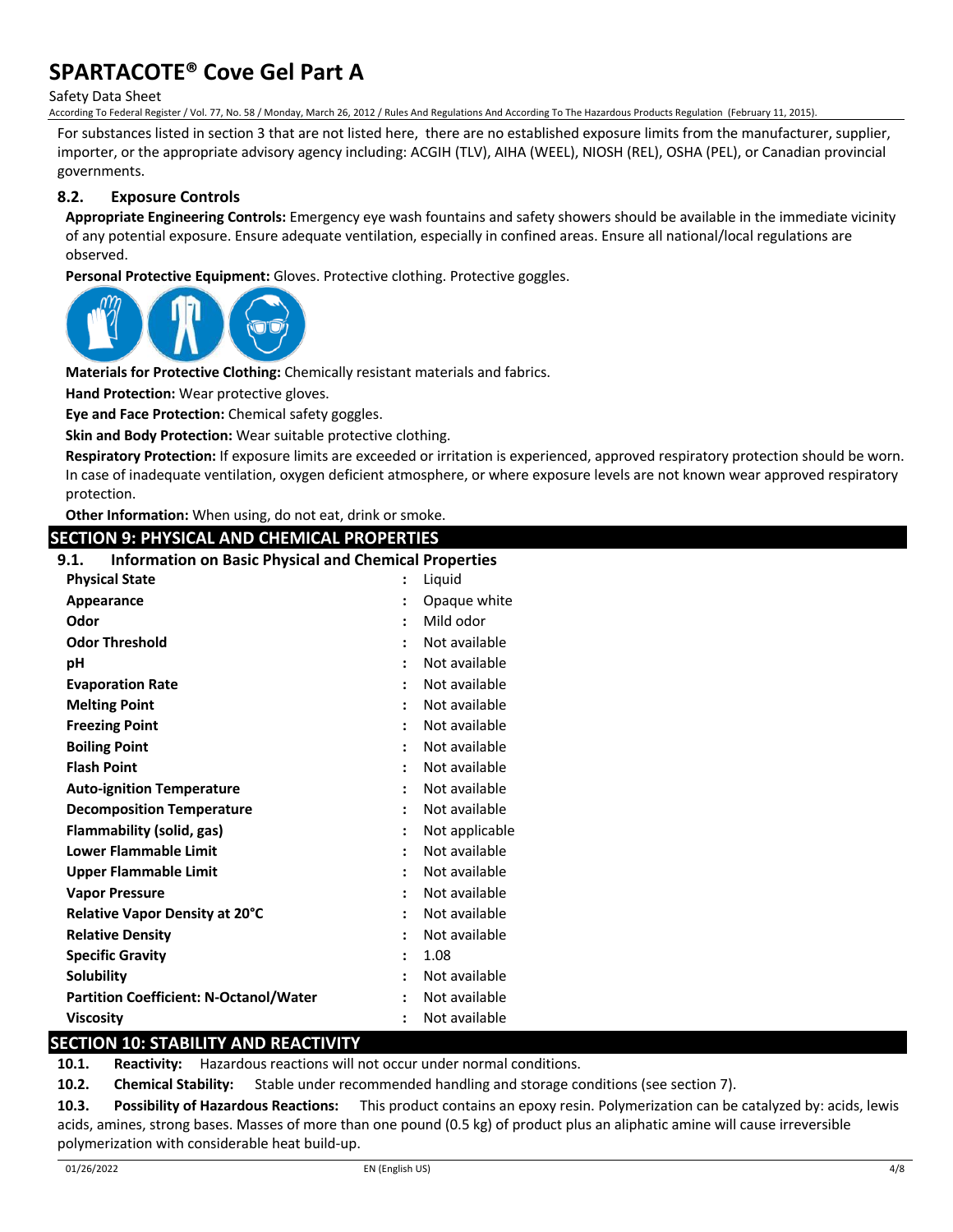For substances listed in section 3 that are not listed here, there are no established exposure limits from the manufacturer, supplier, importer, or the appropriate advisory agency including: ACGIH (TLV), AIHA (WEEL), NIOSH (REL), OSHA (PEL), or Canadian provincial governments.

### 8.2. Exposure Controls

**Appropriate Engineering Controls:** Emergency eye wash fountains and safety showers should be available in the immediate vicinity of any potential exposure. Ensure adequate ventilation, especially in confined areas. Ensure all national/local regulations are observed.

**Personal Protective Equipment:** Gloves. Protective clothing. Protective goggles.

**Materials for Protective Clothing:** Chemically resistant materials and fabrics.

**Hand Protection:** Wear protective gloves.

**Eye and Face Protection:** Chemical safety goggles.

**Skin and Body Protection:** Wear suitable protective clothing.

**Respiratory Protection:** If exposure limits are exceeded or irritation is experienced, approved respiratory protection should be worn. In case of inadequate ventilation, oxygen deficient atmosphere, or where exposure levels are not known wear approved respiratory protection.

**Other Information:** When using, do not eat, drink or smoke.

## SECTION 9: PHYSICAL AND CHEMICAL PROPERTIES

### 9.1. Information on Basic Physical and Chemical Properties

| Property | Value |
|---|---|
| **Physical State** | Liquid |
| **Appearance** | Opaque white |
| **Odor** | Mild odor |
| **Odor Threshold** | Not available |
| **pH** | Not available |
| **Evaporation Rate** | Not available |
| **Melting Point** | Not available |
| **Freezing Point** | Not available |
| **Boiling Point** | Not available |
| **Flash Point** | Not available |
| **Auto-ignition Temperature** | Not available |
| **Decomposition Temperature** | Not available |
| **Flammability (solid, gas)** | Not applicable |
| **Lower Flammable Limit** | Not available |
| **Upper Flammable Limit** | Not available |
| **Vapor Pressure** | Not available |
| **Relative Vapor Density at 20°C** | Not available |
| **Relative Density** | Not available |
| **Specific Gravity** | 1.08 |
| **Solubility** | Not available |
| **Partition Coefficient: N-Octanol/Water** | Not available |
| **Viscosity** | Not available |

## SECTION 10: STABILITY AND REACTIVITY

**10.1. Reactivity:** Hazardous reactions will not occur under normal conditions.

**10.2. Chemical Stability:** Stable under recommended handling and storage conditions (see section 7).

**10.3. Possibility of Hazardous Reactions:** This product contains an epoxy resin. Polymerization can be catalyzed by: acids, lewis acids, amines, strong bases. Masses of more than one pound (0.5 kg) of product plus an aliphatic amine will cause irreversible polymerization with considerable heat build-up.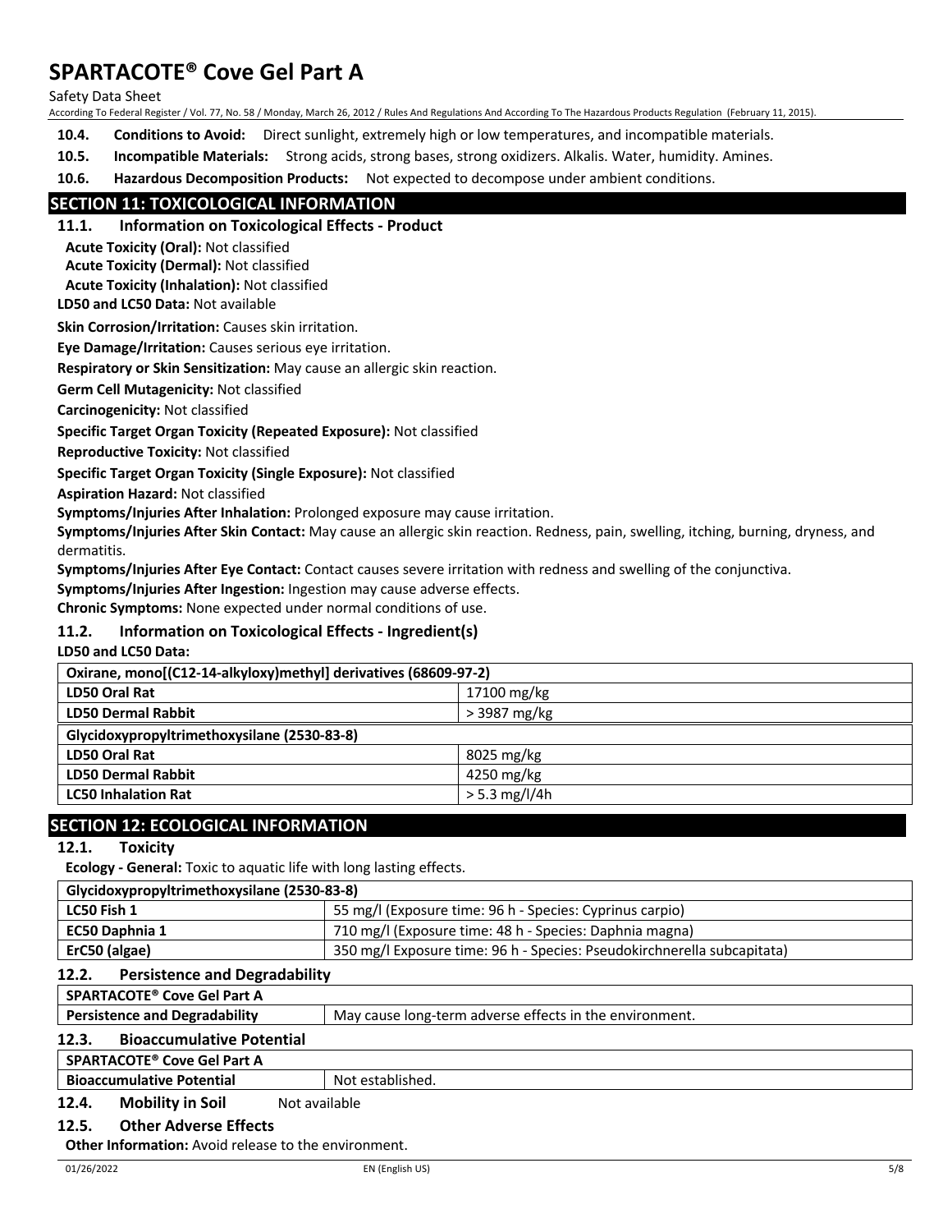**10.4. Conditions to Avoid:** Direct sunlight, extremely high or low temperatures, and incompatible materials.

**10.5. Incompatible Materials:** Strong acids, strong bases, strong oxidizers. Alkalis. Water, humidity. Amines.

**10.6. Hazardous Decomposition Products:** Not expected to decompose under ambient conditions.

## SECTION 11: TOXICOLOGICAL INFORMATION

### 11.1. Information on Toxicological Effects - Product

**Acute Toxicity (Oral):** Not classified

**Acute Toxicity (Dermal):** Not classified

**Acute Toxicity (Inhalation):** Not classified

**LD50 and LC50 Data:** Not available

**Skin Corrosion/Irritation:** Causes skin irritation.

**Eye Damage/Irritation:** Causes serious eye irritation.

**Respiratory or Skin Sensitization:** May cause an allergic skin reaction.

**Germ Cell Mutagenicity:** Not classified

**Carcinogenicity:** Not classified

**Specific Target Organ Toxicity (Repeated Exposure):** Not classified

**Reproductive Toxicity:** Not classified

**Specific Target Organ Toxicity (Single Exposure):** Not classified

**Aspiration Hazard:** Not classified

**Symptoms/Injuries After Inhalation:** Prolonged exposure may cause irritation.

**Symptoms/Injuries After Skin Contact:** May cause an allergic skin reaction. Redness, pain, swelling, itching, burning, dryness, and dermatitis.

**Symptoms/Injuries After Eye Contact:** Contact causes severe irritation with redness and swelling of the conjunctiva.

**Symptoms/Injuries After Ingestion:** Ingestion may cause adverse effects.

**Chronic Symptoms:** None expected under normal conditions of use.

### 11.2. Information on Toxicological Effects - Ingredient(s)

**LD50 and LC50 Data:**

| Oxirane, mono[(C12-14-alkyloxy)methyl] derivatives (68609-97-2) | |
|---|---|
| **LD50 Oral Rat** | 17100 mg/kg |
| **LD50 Dermal Rabbit** | > 3987 mg/kg |
| **Glycidoxypropyltrimethoxysilane (2530-83-8)** | |
| **LD50 Oral Rat** | 8025 mg/kg |
| **LD50 Dermal Rabbit** | 4250 mg/kg |
| **LC50 Inhalation Rat** | > 5.3 mg/l/4h |

## SECTION 12: ECOLOGICAL INFORMATION

### 12.1. Toxicity

**Ecology - General:** Toxic to aquatic life with long lasting effects.

| Glycidoxypropyltrimethoxysilane (2530-83-8) | |
|---|---|
| **LC50 Fish 1** | 55 mg/l (Exposure time: 96 h - Species: Cyprinus carpio) |
| **EC50 Daphnia 1** | 710 mg/l (Exposure time: 48 h - Species: Daphnia magna) |
| **ErC50 (algae)** | 350 mg/l Exposure time: 96 h - Species: Pseudokirchnerella subcapitata) |

### 12.2. Persistence and Degradability

| SPARTACOTE® Cove Gel Part A | |
|---|---|
| **Persistence and Degradability** | May cause long-term adverse effects in the environment. |

### 12.3. Bioaccumulative Potential

| SPARTACOTE® Cove Gel Part A | |
|---|---|
| **Bioaccumulative Potential** | Not established. |

### 12.4. Mobility in Soil

Not available

### 12.5. Other Adverse Effects

**Other Information:** Avoid release to the environment.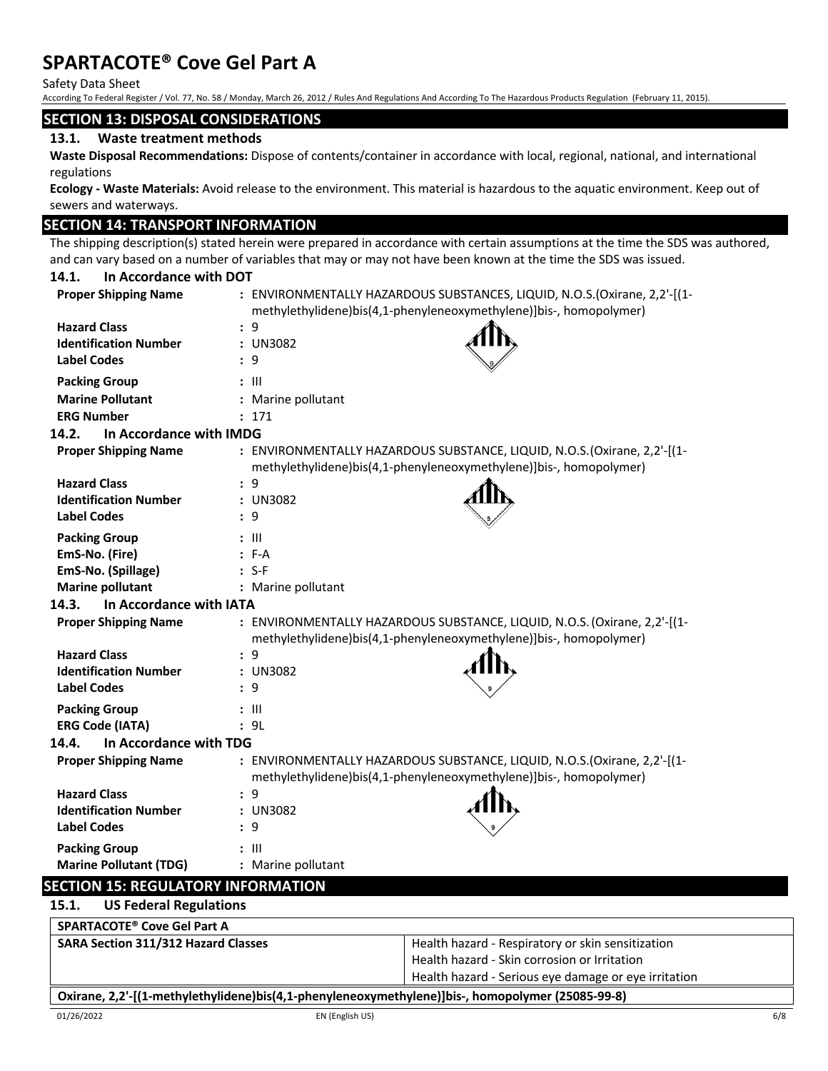## SECTION 13: DISPOSAL CONSIDERATIONS

### 13.1. Waste treatment methods

**Waste Disposal Recommendations:** Dispose of contents/container in accordance with local, regional, national, and international regulations

**Ecology - Waste Materials:** Avoid release to the environment. This material is hazardous to the aquatic environment. Keep out of sewers and waterways.

## SECTION 14: TRANSPORT INFORMATION

The shipping description(s) stated herein were prepared in accordance with certain assumptions at the time the SDS was authored, and can vary based on a number of variables that may or may not have been known at the time the SDS was issued.

### 14.1. In Accordance with DOT

**Proper Shipping Name** : ENVIRONMENTALLY HAZARDOUS SUBSTANCES, LIQUID, N.O.S.(Oxirane, 2,2'-[(1-methylethylidene)bis(4,1-phenyleneoxymethylene)]bis-, homopolymer)

**Hazard Class** : 9

**Identification Number** : UN3082

**Label Codes** : 9

**Packing Group** : III

**Marine Pollutant** : Marine pollutant

**ERG Number** : 171

### 14.2. In Accordance with IMDG

**Proper Shipping Name** : ENVIRONMENTALLY HAZARDOUS SUBSTANCE, LIQUID, N.O.S.(Oxirane, 2,2'-[(1-methylethylidene)bis(4,1-phenyleneoxymethylene)]bis-, homopolymer)

**Hazard Class** : 9

**Identification Number** : UN3082

**Label Codes** : 9

**Packing Group** : III

**EmS-No. (Fire)** : F-A

**EmS-No. (Spillage)** : S-F

**Marine pollutant** : Marine pollutant

### 14.3. In Accordance with IATA

**Proper Shipping Name** : ENVIRONMENTALLY HAZARDOUS SUBSTANCE, LIQUID, N.O.S. (Oxirane, 2,2'-[(1-methylethylidene)bis(4,1-phenyleneoxymethylene)]bis-, homopolymer)

**Hazard Class** : 9

**Identification Number** : UN3082

**Label Codes** : 9

**Packing Group** : III

**ERG Code (IATA)** : 9L

### 14.4. In Accordance with TDG

**Proper Shipping Name** : ENVIRONMENTALLY HAZARDOUS SUBSTANCE, LIQUID, N.O.S.(Oxirane, 2,2'-[(1-methylethylidene)bis(4,1-phenyleneoxymethylene)]bis-, homopolymer)

**Hazard Class** : 9

**Identification Number** : UN3082

**Label Codes** : 9

**Packing Group** : III

**Marine Pollutant (TDG)** : Marine pollutant

## SECTION 15: REGULATORY INFORMATION

### 15.1. US Federal Regulations

| SPARTACOTE® Cove Gel Part A | |
|---|---|
| **SARA Section 311/312 Hazard Classes** | Health hazard - Respiratory or skin sensitization<br>Health hazard - Skin corrosion or Irritation<br>Health hazard - Serious eye damage or eye irritation |

**Oxirane, 2,2'-[(1-methylethylidene)bis(4,1-phenyleneoxymethylene)]bis-, homopolymer (25085-99-8)**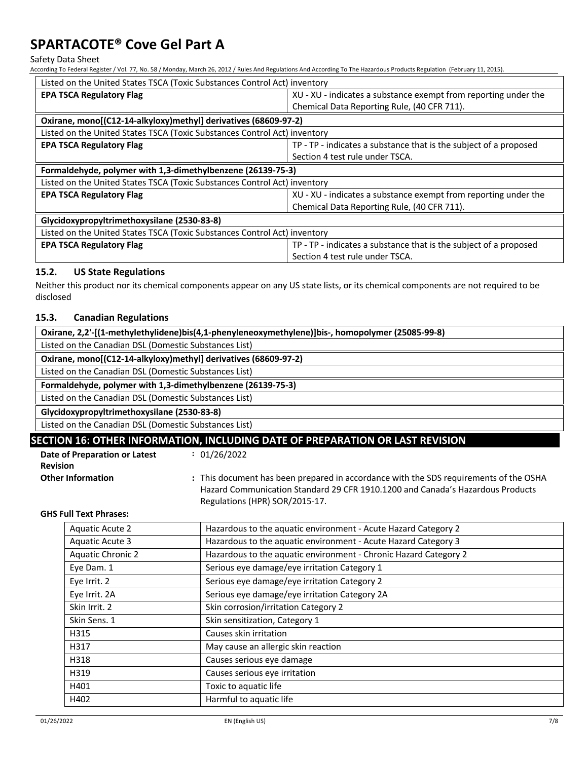| Listed on the United States TSCA (Toxic Substances Control Act) inventory | |
| --- | --- |
| **EPA TSCA Regulatory Flag** | XU - XU - indicates a substance exempt from reporting under the Chemical Data Reporting Rule, (40 CFR 711). |

| **Oxirane, mono[(C12-14-alkyloxy)methyl] derivatives (68609-97-2)** | |
| --- | --- |
| Listed on the United States TSCA (Toxic Substances Control Act) inventory | |
| **EPA TSCA Regulatory Flag** | TP - TP - indicates a substance that is the subject of a proposed Section 4 test rule under TSCA. |

| **Formaldehyde, polymer with 1,3-dimethylbenzene (26139-75-3)** | |
| --- | --- |
| Listed on the United States TSCA (Toxic Substances Control Act) inventory | |
| **EPA TSCA Regulatory Flag** | XU - XU - indicates a substance exempt from reporting under the Chemical Data Reporting Rule, (40 CFR 711). |

| **Glycidoxypropyltrimethoxysilane (2530-83-8)** | |
| --- | --- |
| Listed on the United States TSCA (Toxic Substances Control Act) inventory | |
| **EPA TSCA Regulatory Flag** | TP - TP - indicates a substance that is the subject of a proposed Section 4 test rule under TSCA. |

### 15.2. US State Regulations

Neither this product nor its chemical components appear on any US state lists, or its chemical components are not required to be disclosed

### 15.3. Canadian Regulations

| **Oxirane, 2,2'-[(1-methylethylidene)bis(4,1-phenyleneoxymethylene)]bis-, homopolymer (25085-99-8)** |
| --- |
| Listed on the Canadian DSL (Domestic Substances List) |

| **Oxirane, mono[(C12-14-alkyloxy)methyl] derivatives (68609-97-2)** |
| --- |
| Listed on the Canadian DSL (Domestic Substances List) |

| **Formaldehyde, polymer with 1,3-dimethylbenzene (26139-75-3)** |
| --- |
| Listed on the Canadian DSL (Domestic Substances List) |

| **Glycidoxypropyltrimethoxysilane (2530-83-8)** |
| --- |
| Listed on the Canadian DSL (Domestic Substances List) |

## SECTION 16: OTHER INFORMATION, INCLUDING DATE OF PREPARATION OR LAST REVISION

**Date of Preparation or Latest Revision** : 01/26/2022

**Other Information** : This document has been prepared in accordance with the SDS requirements of the OSHA Hazard Communication Standard 29 CFR 1910.1200 and Canada's Hazardous Products Regulations (HPR) SOR/2015-17.

**GHS Full Text Phrases:**

| | |
| --- | --- |
| Aquatic Acute 2 | Hazardous to the aquatic environment - Acute Hazard Category 2 |
| Aquatic Acute 3 | Hazardous to the aquatic environment - Acute Hazard Category 3 |
| Aquatic Chronic 2 | Hazardous to the aquatic environment - Chronic Hazard Category 2 |
| Eye Dam. 1 | Serious eye damage/eye irritation Category 1 |
| Eye Irrit. 2 | Serious eye damage/eye irritation Category 2 |
| Eye Irrit. 2A | Serious eye damage/eye irritation Category 2A |
| Skin Irrit. 2 | Skin corrosion/irritation Category 2 |
| Skin Sens. 1 | Skin sensitization, Category 1 |
| H315 | Causes skin irritation |
| H317 | May cause an allergic skin reaction |
| H318 | Causes serious eye damage |
| H319 | Causes serious eye irritation |
| H401 | Toxic to aquatic life |
| H402 | Harmful to aquatic life |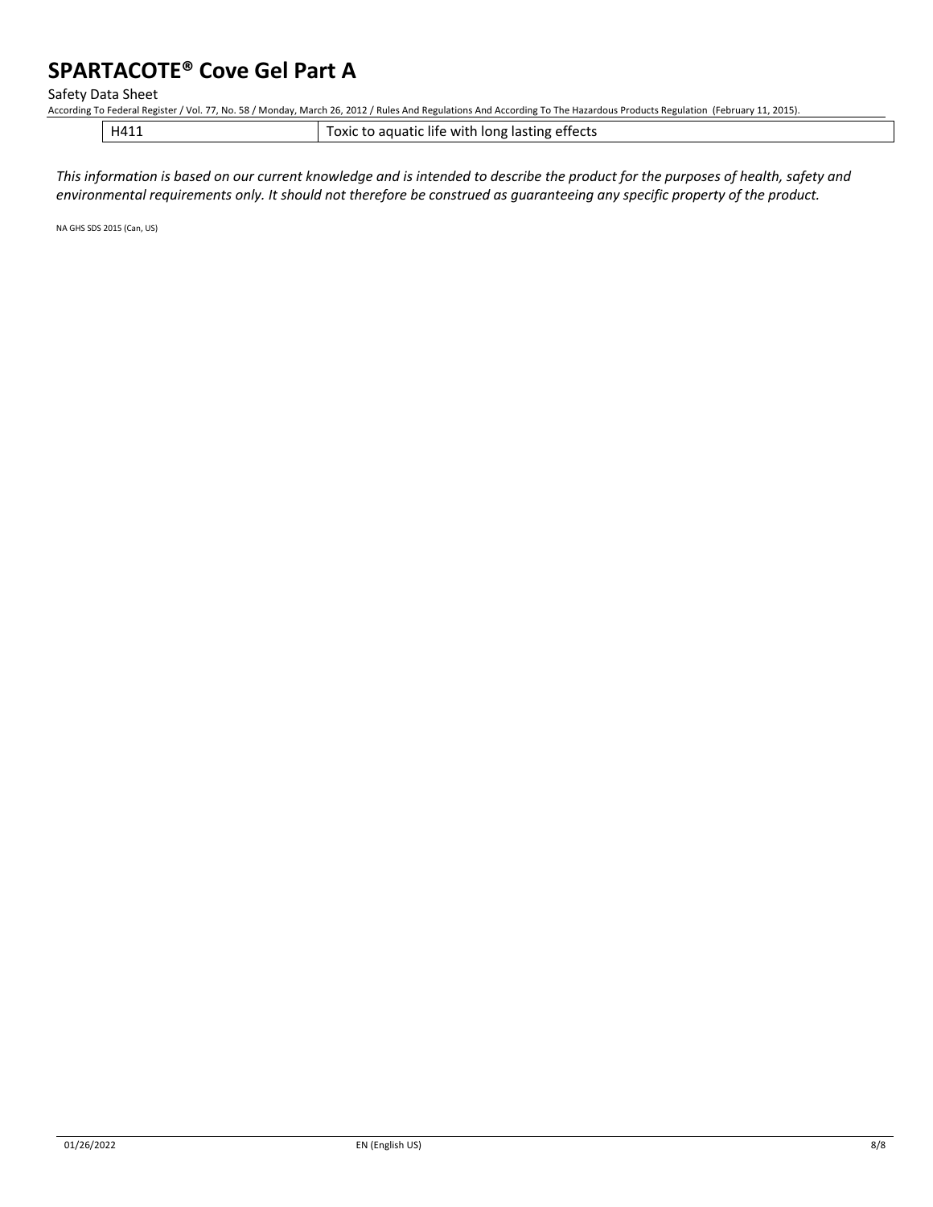| | |
|---|---|
| H411 | Toxic to aquatic life with long lasting effects |

*This information is based on our current knowledge and is intended to describe the product for the purposes of health, safety and environmental requirements only. It should not therefore be construed as guaranteeing any specific property of the product.*

NA GHS SDS 2015 (Can, US)